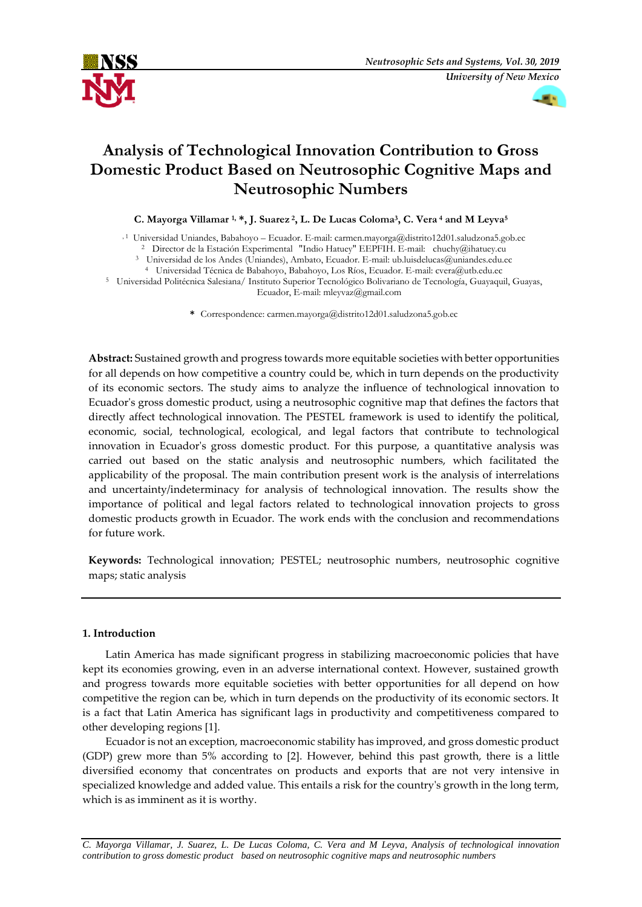# Analysis of Technological Innovation Contribution to Gross Domestic Product Based on Neutrosophic Cognitive Maps and Neutrosophic Numbers

**C. Mayorga Villamar [1], *, J. Suarez [2], L. De Lucas Coloma[3], C. Vera [4] and M Leyva[5]**

[1] Universidad Uniandes, Babahoyo – Ecuador. E-mail: carmen.mayorga@distrito12d01.saludzona5.gob.ec

[2] Director de la Estación Experimental "Indio Hatuey" EEPFIH. E-mail: chuchy@ihatuey.cu

[3] Universidad de los Andes (Uniandes), Ambato, Ecuador. E-mail: ub.luisdelucas@uniandes.edu.ec

[4] Universidad Técnica de Babahoyo, Babahoyo, Los Ríos, Ecuador. E-mail: cvera@utb.edu.ec

[5] Universidad Politécnica Salesiana/ Instituto Superior Tecnológico Bolivariano de Tecnología, Guayaquil, Guayas, Ecuador, E-mail: mleyvaz@gmail.com

\* Correspondence: carmen.mayorga@distrito12d01.saludzona5.gob.ec

**Abstract:** Sustained growth and progress towards more equitable societies with better opportunities for all depends on how competitive a country could be, which in turn depends on the productivity of its economic sectors. The study aims to analyze the influence of technological innovation to Ecuador's gross domestic product, using a neutrosophic cognitive map that defines the factors that directly affect technological innovation. The PESTEL framework is used to identify the political, economic, social, technological, ecological, and legal factors that contribute to technological innovation in Ecuador's gross domestic product. For this purpose, a quantitative analysis was carried out based on the static analysis and neutrosophic numbers, which facilitated the applicability of the proposal. The main contribution present work is the analysis of interrelations and uncertainty/indeterminacy for analysis of technological innovation. The results show the importance of political and legal factors related to technological innovation projects to gross domestic products growth in Ecuador. The work ends with the conclusion and recommendations for future work.

**Keywords:** Technological innovation; PESTEL; neutrosophic numbers, neutrosophic cognitive maps; static analysis

## 1. Introduction

Latin America has made significant progress in stabilizing macroeconomic policies that have kept its economies growing, even in an adverse international context. However, sustained growth and progress towards more equitable societies with better opportunities for all depend on how competitive the region can be, which in turn depends on the productivity of its economic sectors. It is a fact that Latin America has significant lags in productivity and competitiveness compared to other developing regions [1].

Ecuador is not an exception, macroeconomic stability has improved, and gross domestic product (GDP) grew more than 5% according to [2]. However, behind this past growth, there is a little diversified economy that concentrates on products and exports that are not very intensive in specialized knowledge and added value. This entails a risk for the country's growth in the long term, which is as imminent as it is worthy.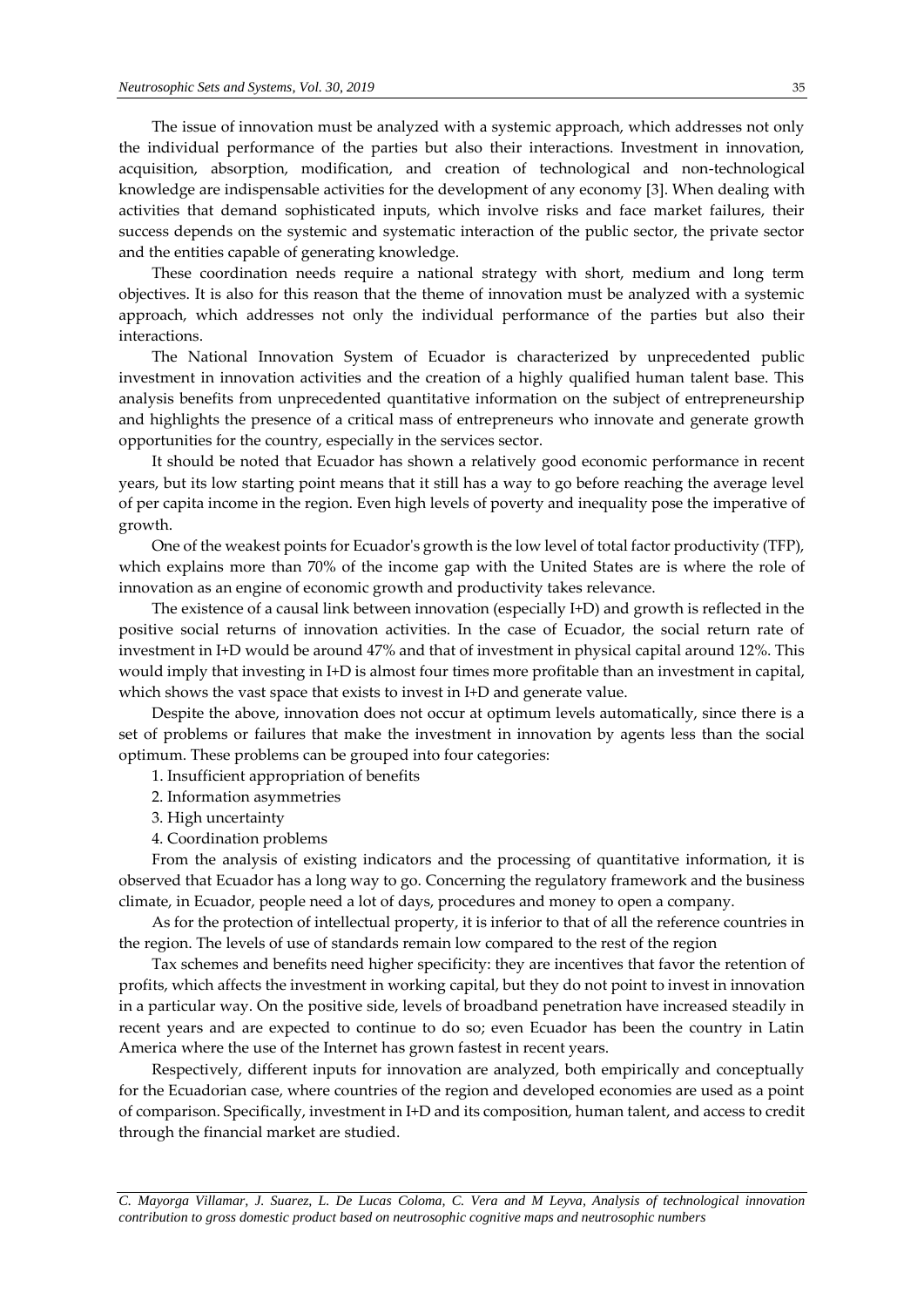The issue of innovation must be analyzed with a systemic approach, which addresses not only the individual performance of the parties but also their interactions. Investment in innovation, acquisition, absorption, modification, and creation of technological and non-technological knowledge are indispensable activities for the development of any economy [3]. When dealing with activities that demand sophisticated inputs, which involve risks and face market failures, their success depends on the systemic and systematic interaction of the public sector, the private sector and the entities capable of generating knowledge.

These coordination needs require a national strategy with short, medium and long term objectives. It is also for this reason that the theme of innovation must be analyzed with a systemic approach, which addresses not only the individual performance of the parties but also their interactions.

The National Innovation System of Ecuador is characterized by unprecedented public investment in innovation activities and the creation of a highly qualified human talent base. This analysis benefits from unprecedented quantitative information on the subject of entrepreneurship and highlights the presence of a critical mass of entrepreneurs who innovate and generate growth opportunities for the country, especially in the services sector.

It should be noted that Ecuador has shown a relatively good economic performance in recent years, but its low starting point means that it still has a way to go before reaching the average level of per capita income in the region. Even high levels of poverty and inequality pose the imperative of growth.

One of the weakest points for Ecuador's growth is the low level of total factor productivity (TFP), which explains more than 70% of the income gap with the United States are is where the role of innovation as an engine of economic growth and productivity takes relevance.

The existence of a causal link between innovation (especially I+D) and growth is reflected in the positive social returns of innovation activities. In the case of Ecuador, the social return rate of investment in I+D would be around 47% and that of investment in physical capital around 12%. This would imply that investing in I+D is almost four times more profitable than an investment in capital, which shows the vast space that exists to invest in I+D and generate value.

Despite the above, innovation does not occur at optimum levels automatically, since there is a set of problems or failures that make the investment in innovation by agents less than the social optimum. These problems can be grouped into four categories:

1. Insufficient appropriation of benefits
2. Information asymmetries
3. High uncertainty
4. Coordination problems

From the analysis of existing indicators and the processing of quantitative information, it is observed that Ecuador has a long way to go. Concerning the regulatory framework and the business climate, in Ecuador, people need a lot of days, procedures and money to open a company.

As for the protection of intellectual property, it is inferior to that of all the reference countries in the region. The levels of use of standards remain low compared to the rest of the region

Tax schemes and benefits need higher specificity: they are incentives that favor the retention of profits, which affects the investment in working capital, but they do not point to invest in innovation in a particular way. On the positive side, levels of broadband penetration have increased steadily in recent years and are expected to continue to do so; even Ecuador has been the country in Latin America where the use of the Internet has grown fastest in recent years.

Respectively, different inputs for innovation are analyzed, both empirically and conceptually for the Ecuadorian case, where countries of the region and developed economies are used as a point of comparison. Specifically, investment in I+D and its composition, human talent, and access to credit through the financial market are studied.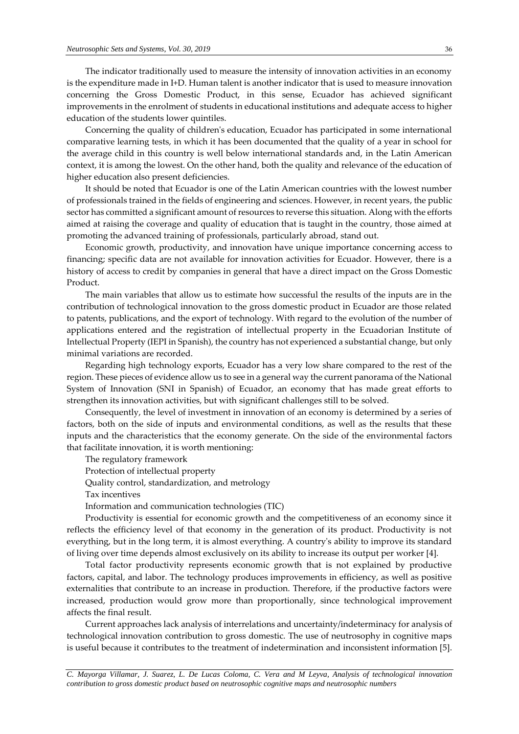The indicator traditionally used to measure the intensity of innovation activities in an economy is the expenditure made in I+D. Human talent is another indicator that is used to measure innovation concerning the Gross Domestic Product, in this sense, Ecuador has achieved significant improvements in the enrolment of students in educational institutions and adequate access to higher education of the students lower quintiles.

Concerning the quality of children's education, Ecuador has participated in some international comparative learning tests, in which it has been documented that the quality of a year in school for the average child in this country is well below international standards and, in the Latin American context, it is among the lowest. On the other hand, both the quality and relevance of the education of higher education also present deficiencies.

It should be noted that Ecuador is one of the Latin American countries with the lowest number of professionals trained in the fields of engineering and sciences. However, in recent years, the public sector has committed a significant amount of resources to reverse this situation. Along with the efforts aimed at raising the coverage and quality of education that is taught in the country, those aimed at promoting the advanced training of professionals, particularly abroad, stand out.

Economic growth, productivity, and innovation have unique importance concerning access to financing; specific data are not available for innovation activities for Ecuador. However, there is a history of access to credit by companies in general that have a direct impact on the Gross Domestic Product.

The main variables that allow us to estimate how successful the results of the inputs are in the contribution of technological innovation to the gross domestic product in Ecuador are those related to patents, publications, and the export of technology. With regard to the evolution of the number of applications entered and the registration of intellectual property in the Ecuadorian Institute of Intellectual Property (IEPI in Spanish), the country has not experienced a substantial change, but only minimal variations are recorded.

Regarding high technology exports, Ecuador has a very low share compared to the rest of the region. These pieces of evidence allow us to see in a general way the current panorama of the National System of Innovation (SNI in Spanish) of Ecuador, an economy that has made great efforts to strengthen its innovation activities, but with significant challenges still to be solved.

Consequently, the level of investment in innovation of an economy is determined by a series of factors, both on the side of inputs and environmental conditions, as well as the results that these inputs and the characteristics that the economy generate. On the side of the environmental factors that facilitate innovation, it is worth mentioning:

The regulatory framework

Protection of intellectual property

Quality control, standardization, and metrology

Tax incentives

Information and communication technologies (TIC)

Productivity is essential for economic growth and the competitiveness of an economy since it reflects the efficiency level of that economy in the generation of its product. Productivity is not everything, but in the long term, it is almost everything. A country's ability to improve its standard of living over time depends almost exclusively on its ability to increase its output per worker [4].

Total factor productivity represents economic growth that is not explained by productive factors, capital, and labor. The technology produces improvements in efficiency, as well as positive externalities that contribute to an increase in production. Therefore, if the productive factors were increased, production would grow more than proportionally, since technological improvement affects the final result.

Current approaches lack analysis of interrelations and uncertainty/indeterminacy for analysis of technological innovation contribution to gross domestic. The use of neutrosophy in cognitive maps is useful because it contributes to the treatment of indetermination and inconsistent information [5].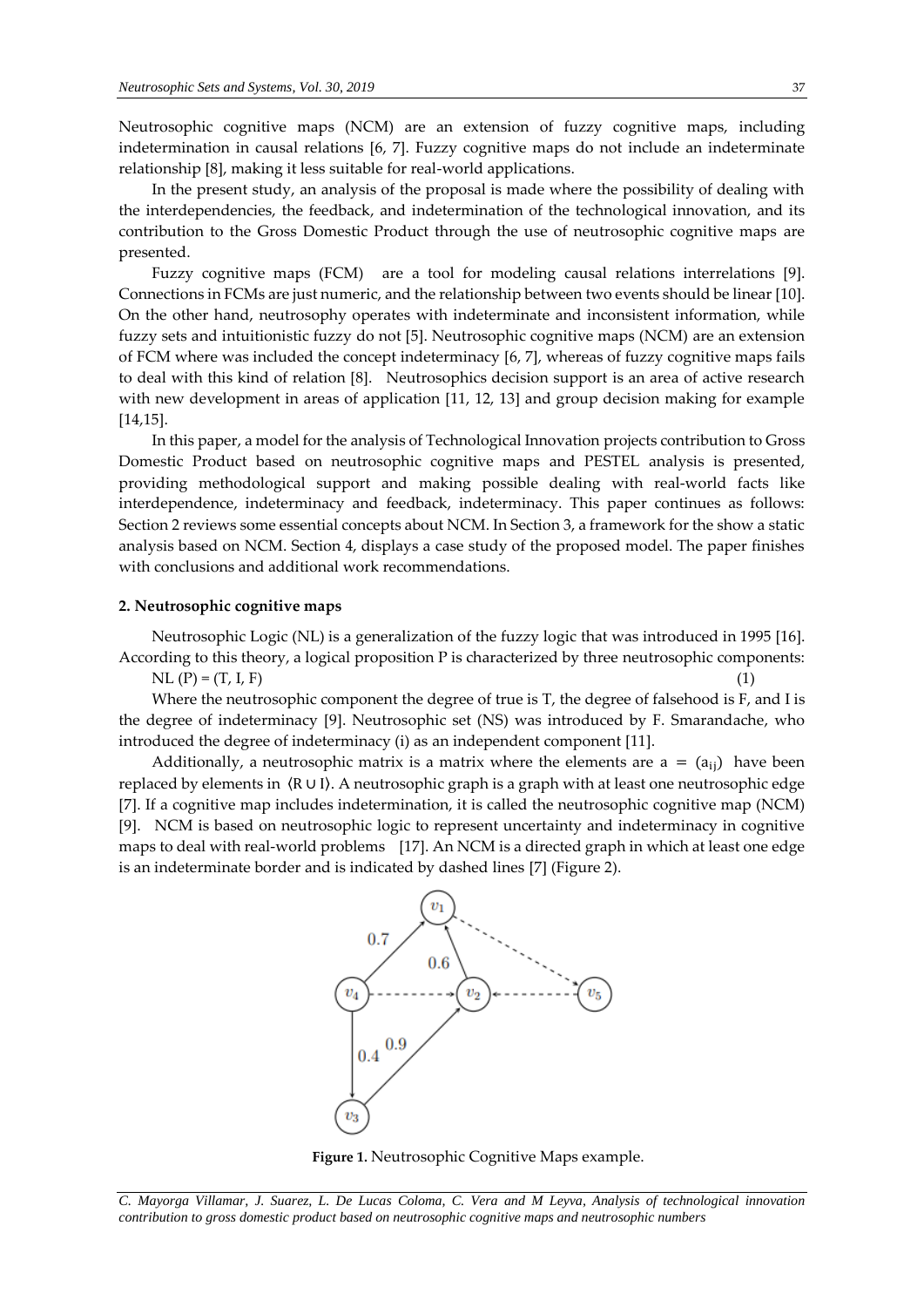Neutrosophic cognitive maps (NCM) are an extension of fuzzy cognitive maps, including indetermination in causal relations [6, 7]. Fuzzy cognitive maps do not include an indeterminate relationship [8], making it less suitable for real-world applications.

In the present study, an analysis of the proposal is made where the possibility of dealing with the interdependencies, the feedback, and indetermination of the technological innovation, and its contribution to the Gross Domestic Product through the use of neutrosophic cognitive maps are presented.

Fuzzy cognitive maps (FCM) are a tool for modeling causal relations interrelations [9]. Connections in FCMs are just numeric, and the relationship between two events should be linear [10]. On the other hand, neutrosophy operates with indeterminate and inconsistent information, while fuzzy sets and intuitionistic fuzzy do not [5]. Neutrosophic cognitive maps (NCM) are an extension of FCM where was included the concept indeterminacy [6, 7], whereas of fuzzy cognitive maps fails to deal with this kind of relation [8]. Neutrosophics decision support is an area of active research with new development in areas of application [11, 12, 13] and group decision making for example [14,15].

In this paper, a model for the analysis of Technological Innovation projects contribution to Gross Domestic Product based on neutrosophic cognitive maps and PESTEL analysis is presented, providing methodological support and making possible dealing with real-world facts like interdependence, indeterminacy and feedback, indeterminacy. This paper continues as follows: Section 2 reviews some essential concepts about NCM. In Section 3, a framework for the show a static analysis based on NCM. Section 4, displays a case study of the proposed model. The paper finishes with conclusions and additional work recommendations.

## 2. Neutrosophic cognitive maps

Neutrosophic Logic (NL) is a generalization of the fuzzy logic that was introduced in 1995 [16]. According to this theory, a logical proposition P is characterized by three neutrosophic components:

$$NL(P) = (T, I, F) \tag{1}$$

Where the neutrosophic component the degree of true is T, the degree of falsehood is F, and I is the degree of indeterminacy [9]. Neutrosophic set (NS) was introduced by F. Smarandache, who introduced the degree of indeterminacy (i) as an independent component [11].

Additionally, a neutrosophic matrix is a matrix where the elements are $a = (a_{ij})$ have been replaced by elements in $\langle R \cup I \rangle$. A neutrosophic graph is a graph with at least one neutrosophic edge [7]. If a cognitive map includes indetermination, it is called the neutrosophic cognitive map (NCM) [9]. NCM is based on neutrosophic logic to represent uncertainty and indeterminacy in cognitive maps to deal with real-world problems [17]. An NCM is a directed graph in which at least one edge is an indeterminate border and is indicated by dashed lines [7] (Figure 2).

**Figure 1.** Neutrosophic Cognitive Maps example.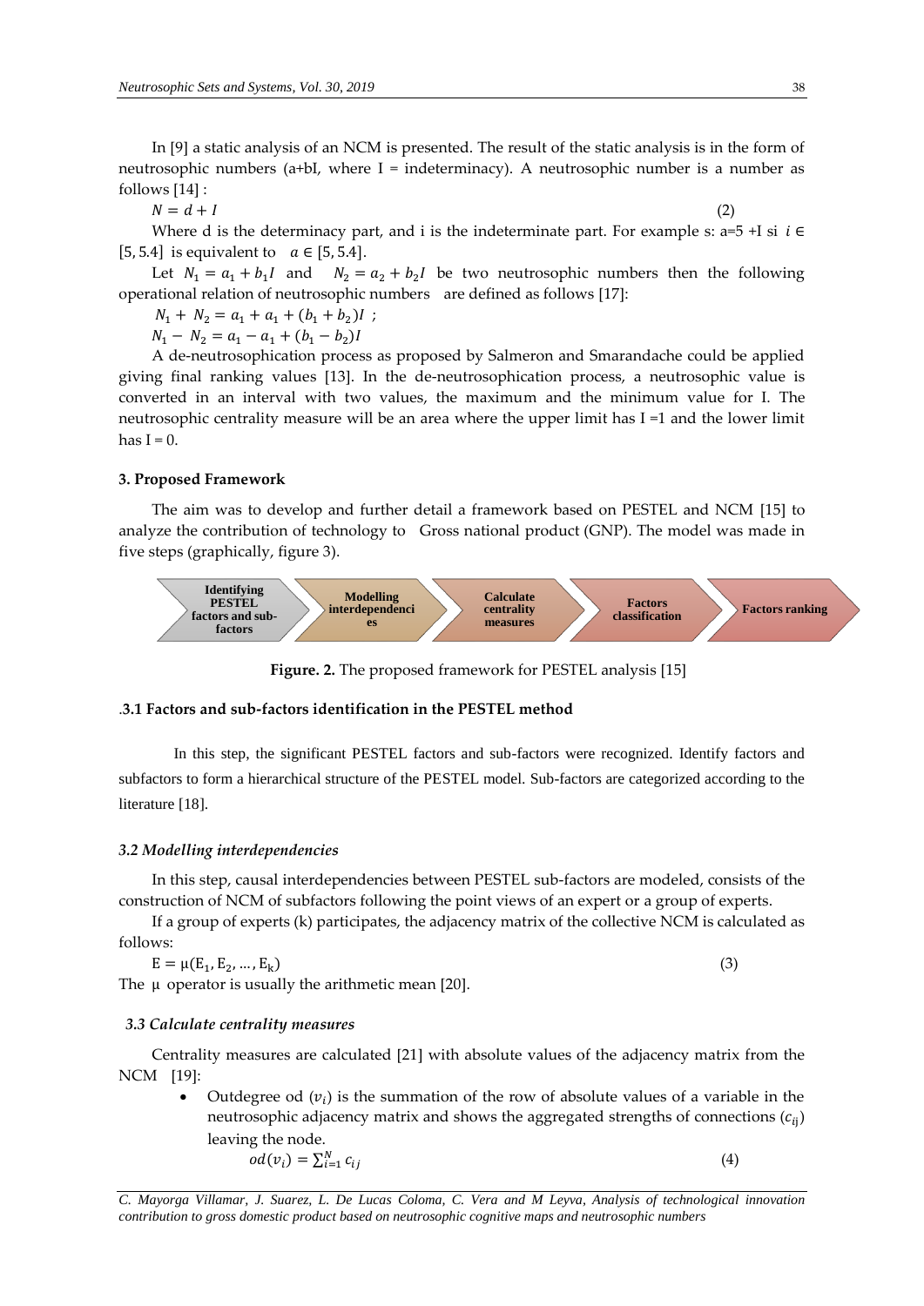In [9] a static analysis of an NCM is presented. The result of the static analysis is in the form of neutrosophic numbers (a+bI, where I = indeterminacy). A neutrosophic number is a number as follows [14] :

$$N = d + I \tag{2}$$

Where d is the determinacy part, and i is the indeterminate part. For example s: a=5 +I si $i \in [5, 5.4]$ is equivalent to $a \in [5, 5.4]$.

Let $N_1 = a_1 + b_1 I$ and $N_2 = a_2 + b_2 I$ be two neutrosophic numbers then the following operational relation of neutrosophic numbers are defined as follows [17]:

$N_1 + N_2 = a_1 + a_1 + (b_1 + b_2)I$ ;

$N_1 - N_2 = a_1 - a_1 + (b_1 - b_2)I$

A de-neutrosophication process as proposed by Salmeron and Smarandache could be applied giving final ranking values [13]. In the de-neutrosophication process, a neutrosophic value is converted in an interval with two values, the maximum and the minimum value for I. The neutrosophic centrality measure will be an area where the upper limit has I =1 and the lower limit has I = 0.

### 3. Proposed Framework

The aim was to develop and further detail a framework based on PESTEL and NCM [15] to analyze the contribution of technology to Gross national product (GNP). The model was made in five steps (graphically, figure 3).

Identifying PESTEL factors and sub-factors → Modelling interdependencies → Calculate centrality measures → Factors classification → Factors ranking

**Figure. 2.** The proposed framework for PESTEL analysis [15]

#### .3.1 Factors and sub-factors identification in the PESTEL method

In this step, the significant PESTEL factors and sub-factors were recognized. Identify factors and subfactors to form a hierarchical structure of the PESTEL model. Sub-factors are categorized according to the literature [18].

#### *3.2 Modelling interdependencies*

In this step, causal interdependencies between PESTEL sub-factors are modeled, consists of the construction of NCM of subfactors following the point views of an expert or a group of experts.

If a group of experts (k) participates, the adjacency matrix of the collective NCM is calculated as follows:

$$\mathrm{E} = \mu(\mathrm{E}_1, \mathrm{E}_2, \dots, \mathrm{E}_k) \tag{3}$$

The $\mu$ operator is usually the arithmetic mean [20].

#### *3.3 Calculate centrality measures*

Centrality measures are calculated [21] with absolute values of the adjacency matrix from the NCM [19]:

- Outdegree $od(v_i)$ is the summation of the row of absolute values of a variable in the neutrosophic adjacency matrix and shows the aggregated strengths of connections ($c_{ij}$) leaving the node.

$$od(v_i) = \sum_{i=1}^{N} c_{ij} \tag{4}$$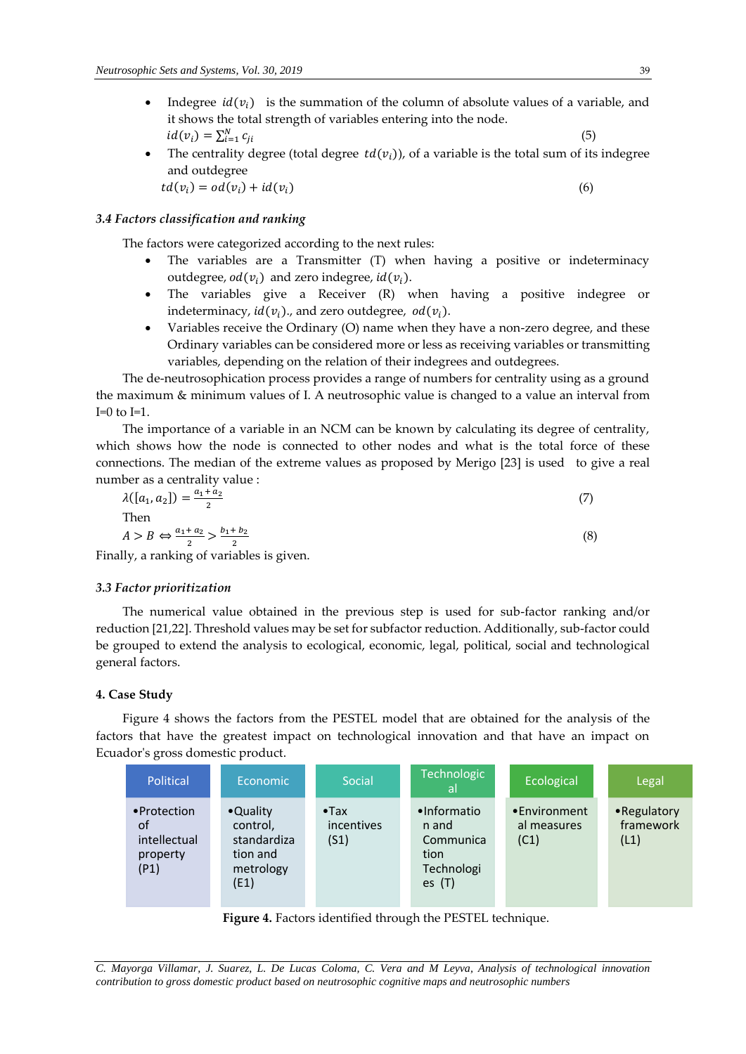- Indegree $id(v_i)$ is the summation of the column of absolute values of a variable, and it shows the total strength of variables entering into the node.

$$id(v_i) = \sum_{i=1}^{N} c_{ji} \quad (5)$$

- The centrality degree (total degree $td(v_i)$), of a variable is the total sum of its indegree and outdegree

$$td(v_i) = od(v_i) + id(v_i) \quad (6)$$

### 3.4 Factors classification and ranking

The factors were categorized according to the next rules:

- The variables are a Transmitter (T) when having a positive or indeterminacy outdegree, $od(v_i)$ and zero indegree, $id(v_i)$.
- The variables give a Receiver (R) when having a positive indegree or indeterminacy, $id(v_i)$., and zero outdegree, $od(v_i)$.
- Variables receive the Ordinary (O) name when they have a non-zero degree, and these Ordinary variables can be considered more or less as receiving variables or transmitting variables, depending on the relation of their indegrees and outdegrees.

The de-neutrosophication process provides a range of numbers for centrality using as a ground the maximum & minimum values of I. A neutrosophic value is changed to a value an interval from I=0 to I=1.

The importance of a variable in an NCM can be known by calculating its degree of centrality, which shows how the node is connected to other nodes and what is the total force of these connections. The median of the extreme values as proposed by Merigo [23] is used to give a real number as a centrality value :

$$\lambda([a_1, a_2]) = \frac{a_1 + a_2}{2} \quad (7)$$

Then

$$A > B \Leftrightarrow \frac{a_1 + a_2}{2} > \frac{b_1 + b_2}{2} \quad (8)$$

Finally, a ranking of variables is given.

### 3.3 Factor prioritization

The numerical value obtained in the previous step is used for sub-factor ranking and/or reduction [21,22]. Threshold values may be set for subfactor reduction. Additionally, sub-factor could be grouped to extend the analysis to ecological, economic, legal, political, social and technological general factors.

## 4. Case Study

Figure 4 shows the factors from the PESTEL model that are obtained for the analysis of the factors that have the greatest impact on technological innovation and that have an impact on Ecuador's gross domestic product.

| Political | Economic | Social | Technological | Ecological | Legal |
|---|---|---|---|---|---|
| •Protection of intellectual property (P1) | •Quality control, standardization and metrology (E1) | •Tax incentives (S1) | •Information and Communication Technologies (T) | •Environmental measures (C1) | •Regulatory framework (L1) |

**Figure 4.** Factors identified through the PESTEL technique.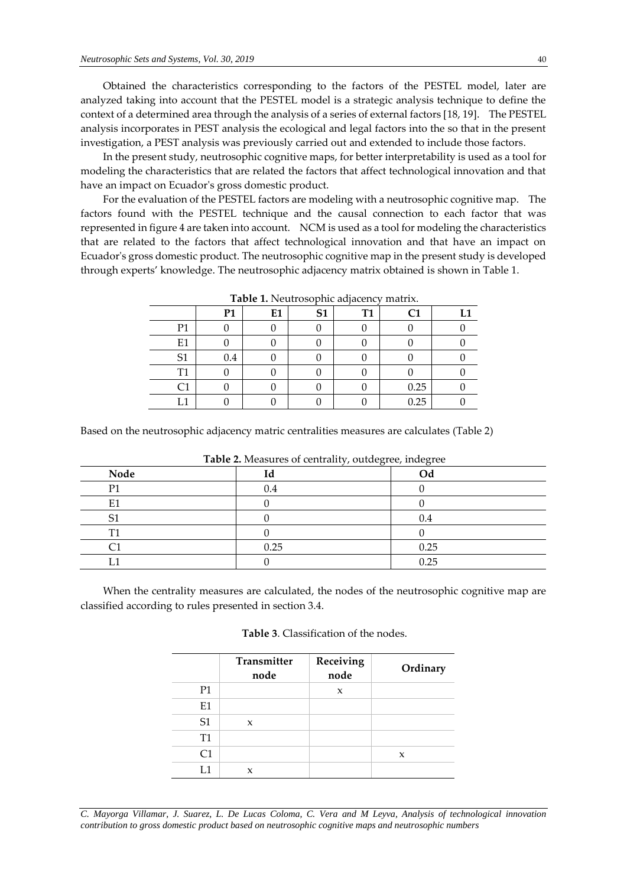Obtained the characteristics corresponding to the factors of the PESTEL model, later are analyzed taking into account that the PESTEL model is a strategic analysis technique to define the context of a determined area through the analysis of a series of external factors [18, 19]. The PESTEL analysis incorporates in PEST analysis the ecological and legal factors into the so that in the present investigation, a PEST analysis was previously carried out and extended to include those factors.

In the present study, neutrosophic cognitive maps, for better interpretability is used as a tool for modeling the characteristics that are related the factors that affect technological innovation and that have an impact on Ecuador's gross domestic product.

For the evaluation of the PESTEL factors are modeling with a neutrosophic cognitive map. The factors found with the PESTEL technique and the causal connection to each factor that was represented in figure 4 are taken into account. NCM is used as a tool for modeling the characteristics that are related to the factors that affect technological innovation and that have an impact on Ecuador's gross domestic product. The neutrosophic cognitive map in the present study is developed through experts' knowledge. The neutrosophic adjacency matrix obtained is shown in Table 1.

**Table 1.** Neutrosophic adjacency matrix.

| | P1 | E1 | S1 | T1 | C1 | L1 |
|---|---|---|---|---|---|---|
| P1 | 0 | 0 | 0 | 0 | 0 | 0 |
| E1 | 0 | 0 | 0 | 0 | 0 | 0 |
| S1 | 0.4 | 0 | 0 | 0 | 0 | 0 |
| T1 | 0 | 0 | 0 | 0 | 0 | 0 |
| C1 | 0 | 0 | 0 | 0 | 0.25 | 0 |
| L1 | 0 | 0 | 0 | 0 | 0.25 | 0 |

Based on the neutrosophic adjacency matric centralities measures are calculates (Table 2)

**Table 2.** Measures of centrality, outdegree, indegree

| Node | Id | Od |
|---|---|---|
| P1 | 0.4 | 0 |
| E1 | 0 | 0 |
| S1 | 0 | 0.4 |
| T1 | 0 | 0 |
| C1 | 0.25 | 0.25 |
| L1 | 0 | 0.25 |

When the centrality measures are calculated, the nodes of the neutrosophic cognitive map are classified according to rules presented in section 3.4.

**Table 3**. Classification of the nodes.

| | Transmitter node | Receiving node | Ordinary |
|---|---|---|---|
| P1 | | x | |
| E1 | | | |
| S1 | x | | |
| T1 | | | |
| C1 | | | x |
| L1 | x | | |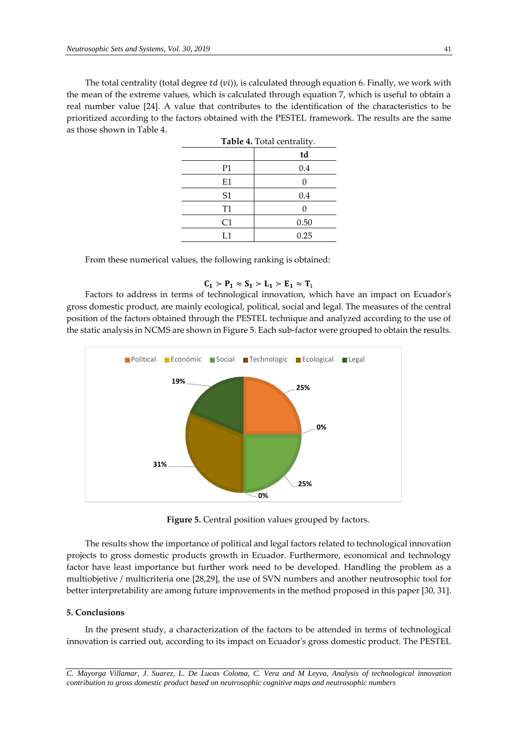The total centrality (total degree $td$ ($vi$)), is calculated through equation 6. Finally, we work with the mean of the extreme values, which is calculated through equation 7, which is useful to obtain a real number value [24]. A value that contributes to the identification of the characteristics to be prioritized according to the factors obtained with the PESTEL framework. The results are the same as those shown in Table 4.

**Table 4.** Total centrality.

| | td |
|---|---|
| P1 | 0.4 |
| E1 | 0 |
| S1 | 0.4 |
| T1 | 0 |
| C1 | 0.50 |
| L1 | 0.25 |

From these numerical values, the following ranking is obtained:

$$\mathbf{C_1 \succ P_1 \approx S_1 \succ L_1 \succ E_1 \approx T_1}$$

Factors to address in terms of technological innovation, which have an impact on Ecuador's gross domestic product, are mainly ecological, political, social and legal. The measures of the central position of the factors obtained through the PESTEL technique and analyzed according to the use of the static analysis in NCMS are shown in Figure 5. Each sub-factor were grouped to obtain the results.

**Figure 5.** Central position values grouped by factors.

The results show the importance of political and legal factors related to technological innovation projects to gross domestic products growth in Ecuador. Furthermore, economical and technology factor have least importance but further work need to be developed. Handling the problem as a multiobjetive / multicriteria one [28,29], the use of SVN numbers and another neutrosophic tool for better interpretability are among future improvements in the method proposed in this paper [30, 31].

## 5. Conclusions

In the present study, a characterization of the factors to be attended in terms of technological innovation is carried out, according to its impact on Ecuador's gross domestic product. The PESTEL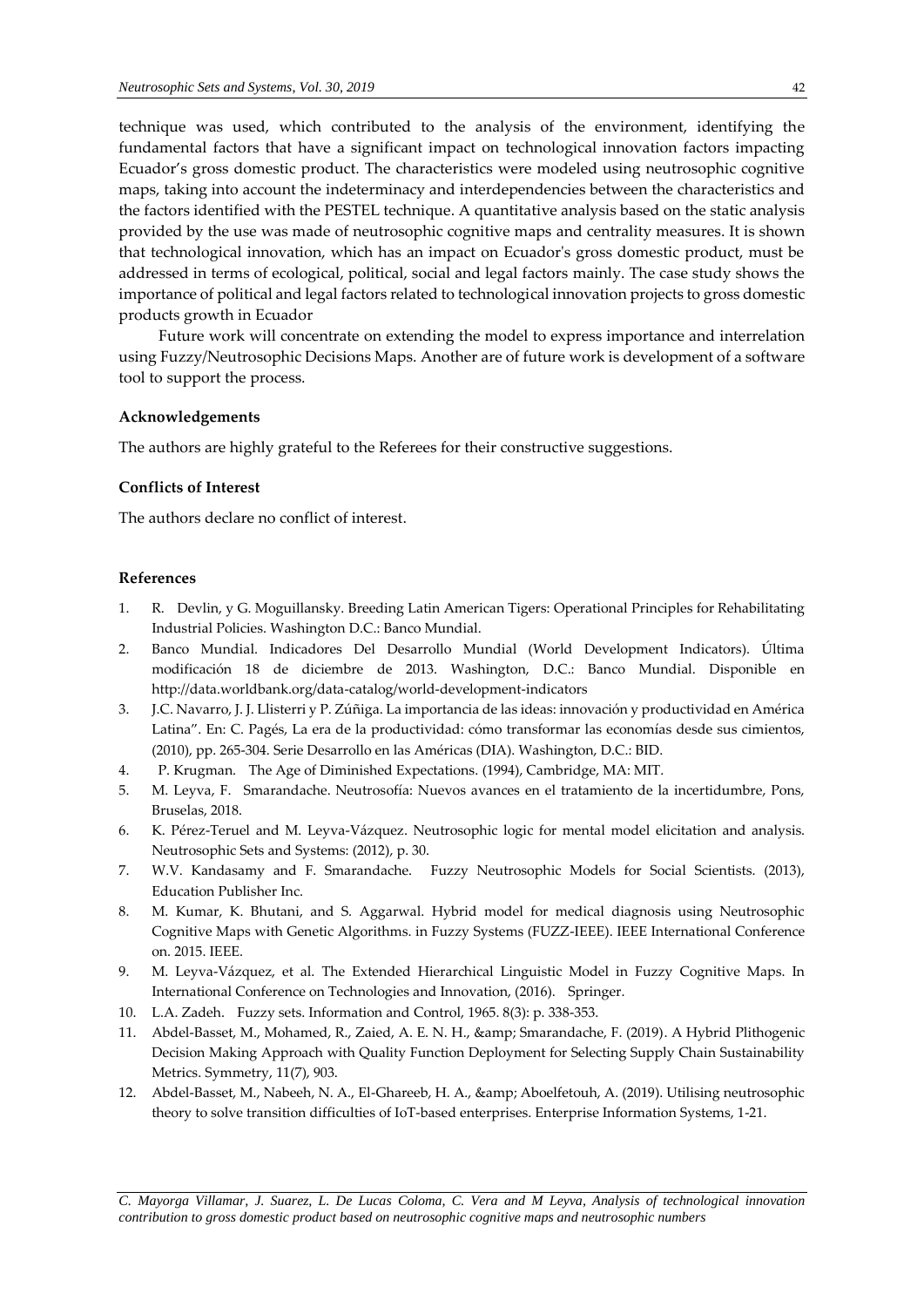technique was used, which contributed to the analysis of the environment, identifying the fundamental factors that have a significant impact on technological innovation factors impacting Ecuador's gross domestic product. The characteristics were modeled using neutrosophic cognitive maps, taking into account the indeterminacy and interdependencies between the characteristics and the factors identified with the PESTEL technique. A quantitative analysis based on the static analysis provided by the use was made of neutrosophic cognitive maps and centrality measures. It is shown that technological innovation, which has an impact on Ecuador's gross domestic product, must be addressed in terms of ecological, political, social and legal factors mainly. The case study shows the importance of political and legal factors related to technological innovation projects to gross domestic products growth in Ecuador

Future work will concentrate on extending the model to express importance and interrelation using Fuzzy/Neutrosophic Decisions Maps. Another are of future work is development of a software tool to support the process.

### Acknowledgements

The authors are highly grateful to the Referees for their constructive suggestions.

### Conflicts of Interest

The authors declare no conflict of interest.

### References

1. R. Devlin, y G. Moguillansky. Breeding Latin American Tigers: Operational Principles for Rehabilitating Industrial Policies. Washington D.C.: Banco Mundial.
2. Banco Mundial. Indicadores Del Desarrollo Mundial (World Development Indicators). Última modificación 18 de diciembre de 2013. Washington, D.C.: Banco Mundial. Disponible en http://data.worldbank.org/data-catalog/world-development-indicators
3. J.C. Navarro, J. J. Llisterri y P. Zúñiga. La importancia de las ideas: innovación y productividad en América Latina". En: C. Pagés, La era de la productividad: cómo transformar las economías desde sus cimientos, (2010), pp. 265-304. Serie Desarrollo en las Américas (DIA). Washington, D.C.: BID.
4. P. Krugman. The Age of Diminished Expectations. (1994), Cambridge, MA: MIT.
5. M. Leyva, F. Smarandache. Neutrosofía: Nuevos avances en el tratamiento de la incertidumbre, Pons, Bruselas, 2018.
6. K. Pérez-Teruel and M. Leyva-Vázquez. Neutrosophic logic for mental model elicitation and analysis. Neutrosophic Sets and Systems: (2012), p. 30.
7. W.V. Kandasamy and F. Smarandache. Fuzzy Neutrosophic Models for Social Scientists. (2013), Education Publisher Inc.
8. M. Kumar, K. Bhutani, and S. Aggarwal. Hybrid model for medical diagnosis using Neutrosophic Cognitive Maps with Genetic Algorithms. in Fuzzy Systems (FUZZ-IEEE). IEEE International Conference on. 2015. IEEE.
9. M. Leyva-Vázquez, et al. The Extended Hierarchical Linguistic Model in Fuzzy Cognitive Maps. In International Conference on Technologies and Innovation, (2016). Springer.
10. L.A. Zadeh. Fuzzy sets. Information and Control, 1965. 8(3): p. 338-353.
11. Abdel-Basset, M., Mohamed, R., Zaied, A. E. N. H., &amp; Smarandache, F. (2019). A Hybrid Plithogenic Decision Making Approach with Quality Function Deployment for Selecting Supply Chain Sustainability Metrics. Symmetry, 11(7), 903.
12. Abdel-Basset, M., Nabeeh, N. A., El-Ghareeb, H. A., &amp; Aboelfetouh, A. (2019). Utilising neutrosophic theory to solve transition difficulties of IoT-based enterprises. Enterprise Information Systems, 1-21.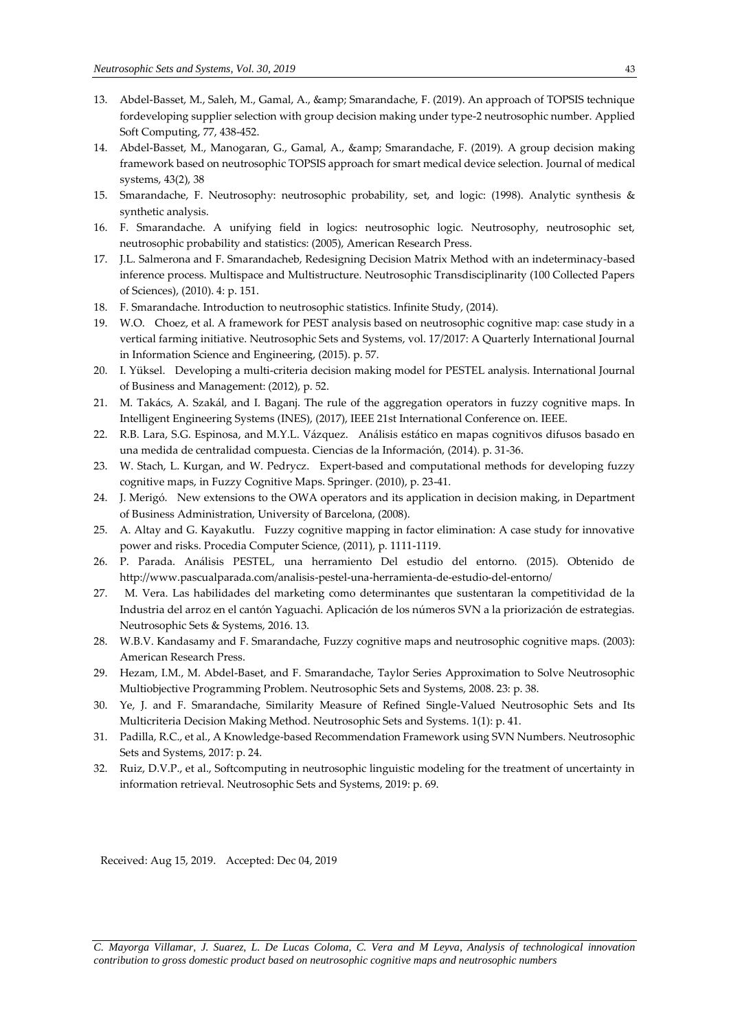13. Abdel-Basset, M., Saleh, M., Gamal, A., &amp; Smarandache, F. (2019). An approach of TOPSIS technique fordeveloping supplier selection with group decision making under type-2 neutrosophic number. Applied Soft Computing, 77, 438-452.
14. Abdel-Basset, M., Manogaran, G., Gamal, A., &amp; Smarandache, F. (2019). A group decision making framework based on neutrosophic TOPSIS approach for smart medical device selection. Journal of medical systems, 43(2), 38
15. Smarandache, F. Neutrosophy: neutrosophic probability, set, and logic: (1998). Analytic synthesis & synthetic analysis.
16. F. Smarandache. A unifying field in logics: neutrosophic logic. Neutrosophy, neutrosophic set, neutrosophic probability and statistics: (2005), American Research Press.
17. J.L. Salmerona and F. Smarandacheb, Redesigning Decision Matrix Method with an indeterminacy-based inference process. Multispace and Multistructure. Neutrosophic Transdisciplinarity (100 Collected Papers of Sciences), (2010). 4: p. 151.
18. F. Smarandache. Introduction to neutrosophic statistics. Infinite Study, (2014).
19. W.O. Choez, et al. A framework for PEST analysis based on neutrosophic cognitive map: case study in a vertical farming initiative. Neutrosophic Sets and Systems, vol. 17/2017: A Quarterly International Journal in Information Science and Engineering, (2015). p. 57.
20. I. Yüksel. Developing a multi-criteria decision making model for PESTEL analysis. International Journal of Business and Management: (2012), p. 52.
21. M. Takács, A. Szakál, and I. Baganj. The rule of the aggregation operators in fuzzy cognitive maps. In Intelligent Engineering Systems (INES), (2017), IEEE 21st International Conference on. IEEE.
22. R.B. Lara, S.G. Espinosa, and M.Y.L. Vázquez. Análisis estático en mapas cognitivos difusos basado en una medida de centralidad compuesta. Ciencias de la Información, (2014). p. 31-36.
23. W. Stach, L. Kurgan, and W. Pedrycz. Expert-based and computational methods for developing fuzzy cognitive maps, in Fuzzy Cognitive Maps. Springer. (2010), p. 23-41.
24. J. Merigó. New extensions to the OWA operators and its application in decision making, in Department of Business Administration, University of Barcelona, (2008).
25. A. Altay and G. Kayakutlu. Fuzzy cognitive mapping in factor elimination: A case study for innovative power and risks. Procedia Computer Science, (2011), p. 1111-1119.
26. P. Parada. Análisis PESTEL, una herramiento Del estudio del entorno. (2015). Obtenido de http://www.pascualparada.com/analisis-pestel-una-herramienta-de-estudio-del-entorno/
27. M. Vera. Las habilidades del marketing como determinantes que sustentaran la competitividad de la Industria del arroz en el cantón Yaguachi. Aplicación de los números SVN a la priorización de estrategias. Neutrosophic Sets & Systems, 2016. 13.
28. W.B.V. Kandasamy and F. Smarandache, Fuzzy cognitive maps and neutrosophic cognitive maps. (2003): American Research Press.
29. Hezam, I.M., M. Abdel-Baset, and F. Smarandache, Taylor Series Approximation to Solve Neutrosophic Multiobjective Programming Problem. Neutrosophic Sets and Systems, 2008. 23: p. 38.
30. Ye, J. and F. Smarandache, Similarity Measure of Refined Single-Valued Neutrosophic Sets and Its Multicriteria Decision Making Method. Neutrosophic Sets and Systems. 1(1): p. 41.
31. Padilla, R.C., et al., A Knowledge-based Recommendation Framework using SVN Numbers. Neutrosophic Sets and Systems, 2017: p. 24.
32. Ruiz, D.V.P., et al., Softcomputing in neutrosophic linguistic modeling for the treatment of uncertainty in information retrieval. Neutrosophic Sets and Systems, 2019: p. 69.

Received: Aug 15, 2019. Accepted: Dec 04, 2019